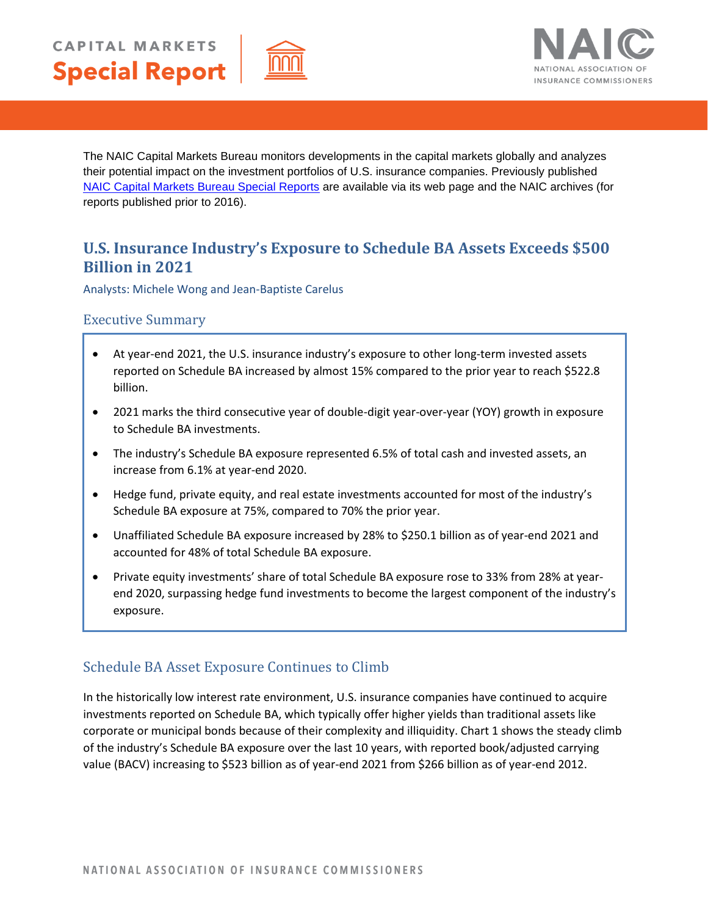# CAPITAL MARKETS Special Report

The NAIC Capital Markets Bureau monitors developments in the capital markets globally and analyzes their potential impact on the investment portfolios of U.S. insurance companies. Previously published [NAIC Capital Markets Bureau Special Reports] are available via its web page and the NAIC archives (for reports published prior to 2016).

## U.S. Insurance Industry's Exposure to Schedule BA Assets Exceeds $500 Billion in 2021

Analysts: Michele Wong and Jean-Baptiste Carelus

### Executive Summary

- At year-end 2021, the U.S. insurance industry's exposure to other long-term invested assets reported on Schedule BA increased by almost 15% compared to the prior year to reach $522.8 billion.
- 2021 marks the third consecutive year of double-digit year-over-year (YOY) growth in exposure to Schedule BA investments.
- The industry's Schedule BA exposure represented 6.5% of total cash and invested assets, an increase from 6.1% at year-end 2020.
- Hedge fund, private equity, and real estate investments accounted for most of the industry's Schedule BA exposure at 75%, compared to 70% the prior year.
- Unaffiliated Schedule BA exposure increased by 28% to $250.1 billion as of year-end 2021 and accounted for 48% of total Schedule BA exposure.
- Private equity investments' share of total Schedule BA exposure rose to 33% from 28% at year-end 2020, surpassing hedge fund investments to become the largest component of the industry's exposure.

### Schedule BA Asset Exposure Continues to Climb

In the historically low interest rate environment, U.S. insurance companies have continued to acquire investments reported on Schedule BA, which typically offer higher yields than traditional assets like corporate or municipal bonds because of their complexity and illiquidity. Chart 1 shows the steady climb of the industry's Schedule BA exposure over the last 10 years, with reported book/adjusted carrying value (BACV) increasing to $523 billion as of year-end 2021 from $266 billion as of year-end 2012.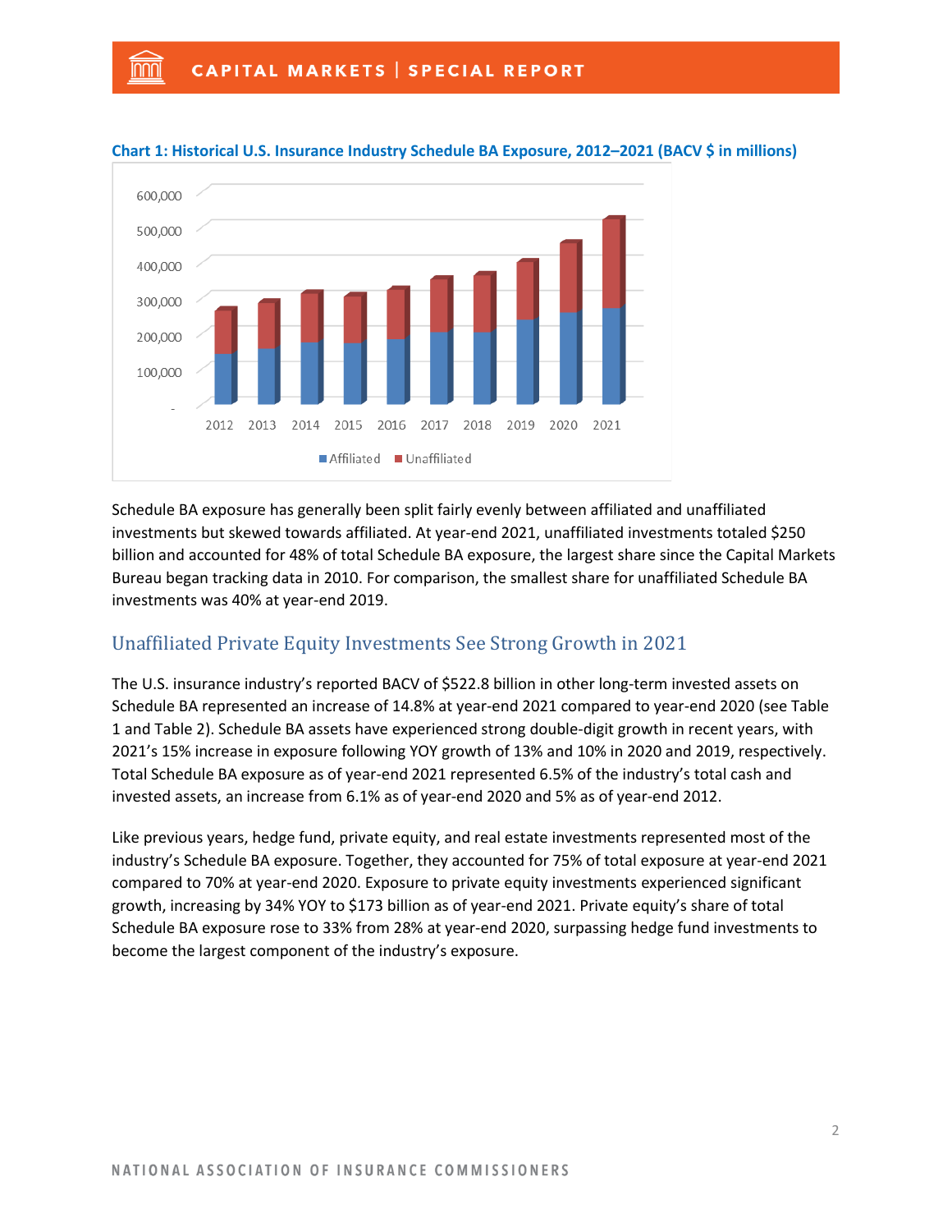**Chart 1: Historical U.S. Insurance Industry Schedule BA Exposure, 2012–2021 (BACV $ in millions)**

Schedule BA exposure has generally been split fairly evenly between affiliated and unaffiliated investments but skewed towards affiliated. At year-end 2021, unaffiliated investments totaled $250 billion and accounted for 48% of total Schedule BA exposure, the largest share since the Capital Markets Bureau began tracking data in 2010. For comparison, the smallest share for unaffiliated Schedule BA investments was 40% at year-end 2019.

## Unaffiliated Private Equity Investments See Strong Growth in 2021

The U.S. insurance industry's reported BACV of $522.8 billion in other long-term invested assets on Schedule BA represented an increase of 14.8% at year-end 2021 compared to year-end 2020 (see Table 1 and Table 2). Schedule BA assets have experienced strong double-digit growth in recent years, with 2021's 15% increase in exposure following YOY growth of 13% and 10% in 2020 and 2019, respectively. Total Schedule BA exposure as of year-end 2021 represented 6.5% of the industry's total cash and invested assets, an increase from 6.1% as of year-end 2020 and 5% as of year-end 2012.

Like previous years, hedge fund, private equity, and real estate investments represented most of the industry's Schedule BA exposure. Together, they accounted for 75% of total exposure at year-end 2021 compared to 70% at year-end 2020. Exposure to private equity investments experienced significant growth, increasing by 34% YOY to $173 billion as of year-end 2021. Private equity's share of total Schedule BA exposure rose to 33% from 28% at year-end 2020, surpassing hedge fund investments to become the largest component of the industry's exposure.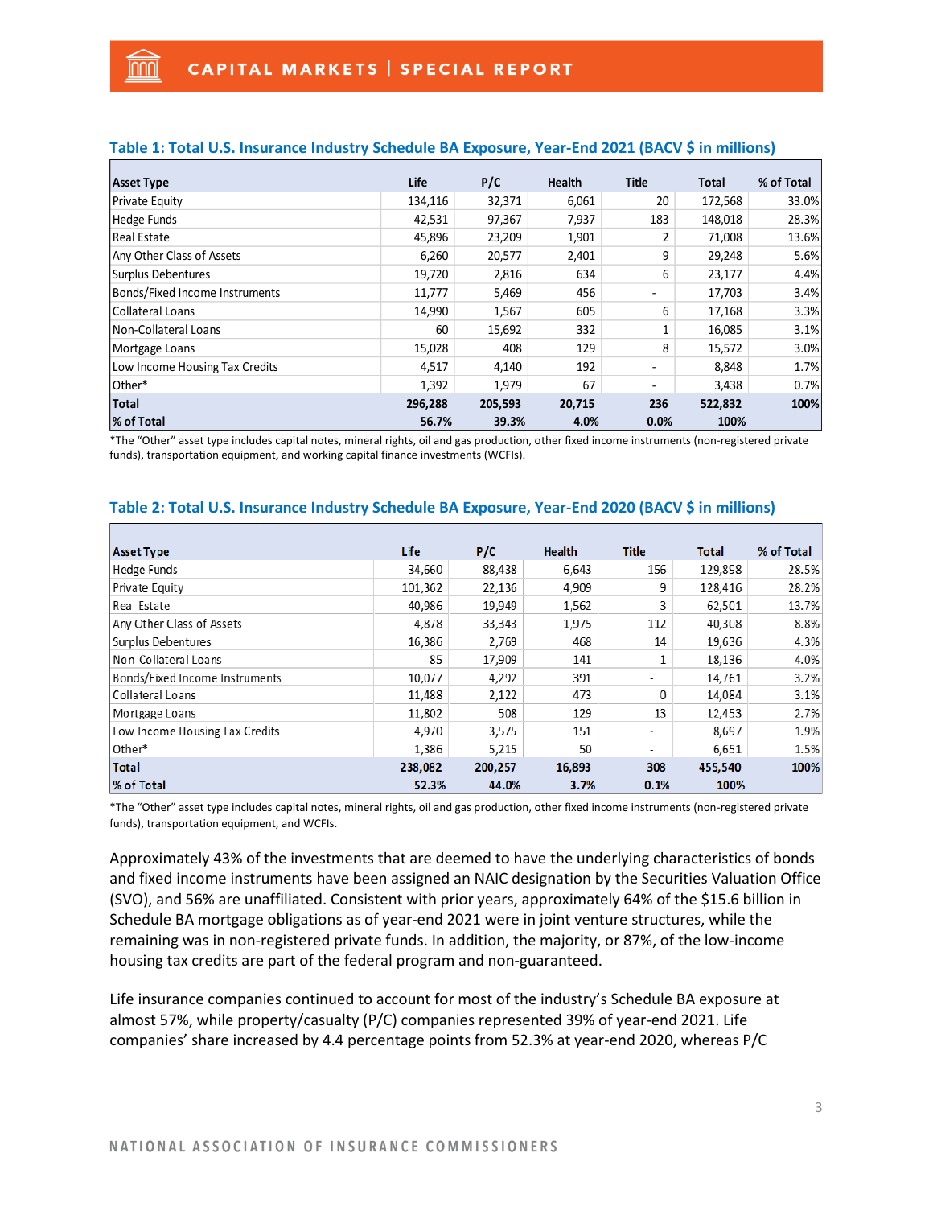### Table 1: Total U.S. Insurance Industry Schedule BA Exposure, Year-End 2021 (BACV $ in millions)

| Asset Type | Life | P/C | Health | Title | Total | % of Total |
|---|---|---|---|---|---|---|
| Private Equity | 134,116 | 32,371 | 6,061 | 20 | 172,568 | 33.0% |
| Hedge Funds | 42,531 | 97,367 | 7,937 | 183 | 148,018 | 28.3% |
| Real Estate | 45,896 | 23,209 | 1,901 | 2 | 71,008 | 13.6% |
| Any Other Class of Assets | 6,260 | 20,577 | 2,401 | 9 | 29,248 | 5.6% |
| Surplus Debentures | 19,720 | 2,816 | 634 | 6 | 23,177 | 4.4% |
| Bonds/Fixed Income Instruments | 11,777 | 5,469 | 456 | - | 17,703 | 3.4% |
| Collateral Loans | 14,990 | 1,567 | 605 | 6 | 17,168 | 3.3% |
| Non-Collateral Loans | 60 | 15,692 | 332 | 1 | 16,085 | 3.1% |
| Mortgage Loans | 15,028 | 408 | 129 | 8 | 15,572 | 3.0% |
| Low Income Housing Tax Credits | 4,517 | 4,140 | 192 | - | 8,848 | 1.7% |
| Other* | 1,392 | 1,979 | 67 | - | 3,438 | 0.7% |
| **Total** | **296,288** | **205,593** | **20,715** | **236** | **522,832** | **100%** |
| **% of Total** | **56.7%** | **39.3%** | **4.0%** | **0.0%** | **100%** | |

*The "Other" asset type includes capital notes, mineral rights, oil and gas production, other fixed income instruments (non-registered private funds), transportation equipment, and working capital finance investments (WCFIs).

### Table 2: Total U.S. Insurance Industry Schedule BA Exposure, Year-End 2020 (BACV $ in millions)

| Asset Type | Life | P/C | Health | Title | Total | % of Total |
|---|---|---|---|---|---|---|
| Hedge Funds | 34,660 | 88,438 | 6,643 | 156 | 129,898 | 28.5% |
| Private Equity | 101,362 | 22,136 | 4,909 | 9 | 128,416 | 28.2% |
| Real Estate | 40,986 | 19,949 | 1,562 | 3 | 62,501 | 13.7% |
| Any Other Class of Assets | 4,878 | 33,343 | 1,975 | 112 | 40,308 | 8.8% |
| Surplus Debentures | 16,386 | 2,769 | 468 | 14 | 19,636 | 4.3% |
| Non-Collateral Loans | 85 | 17,909 | 141 | 1 | 18,136 | 4.0% |
| Bonds/Fixed Income Instruments | 10,077 | 4,292 | 391 | - | 14,761 | 3.2% |
| Collateral Loans | 11,488 | 2,122 | 473 | 0 | 14,084 | 3.1% |
| Mortgage Loans | 11,802 | 508 | 129 | 13 | 12,453 | 2.7% |
| Low Income Housing Tax Credits | 4,970 | 3,575 | 151 | - | 8,697 | 1.9% |
| Other* | 1,386 | 5,215 | 50 | - | 6,651 | 1.5% |
| **Total** | **238,082** | **200,257** | **16,893** | **308** | **455,540** | **100%** |
| **% of Total** | **52.3%** | **44.0%** | **3.7%** | **0.1%** | **100%** | |

*The "Other" asset type includes capital notes, mineral rights, oil and gas production, other fixed income instruments (non-registered private funds), transportation equipment, and WCFIs.

Approximately 43% of the investments that are deemed to have the underlying characteristics of bonds and fixed income instruments have been assigned an NAIC designation by the Securities Valuation Office (SVO), and 56% are unaffiliated. Consistent with prior years, approximately 64% of the $15.6 billion in Schedule BA mortgage obligations as of year-end 2021 were in joint venture structures, while the remaining was in non-registered private funds. In addition, the majority, or 87%, of the low-income housing tax credits are part of the federal program and non-guaranteed.

Life insurance companies continued to account for most of the industry's Schedule BA exposure at almost 57%, while property/casualty (P/C) companies represented 39% of year-end 2021. Life companies' share increased by 4.4 percentage points from 52.3% at year-end 2020, whereas P/C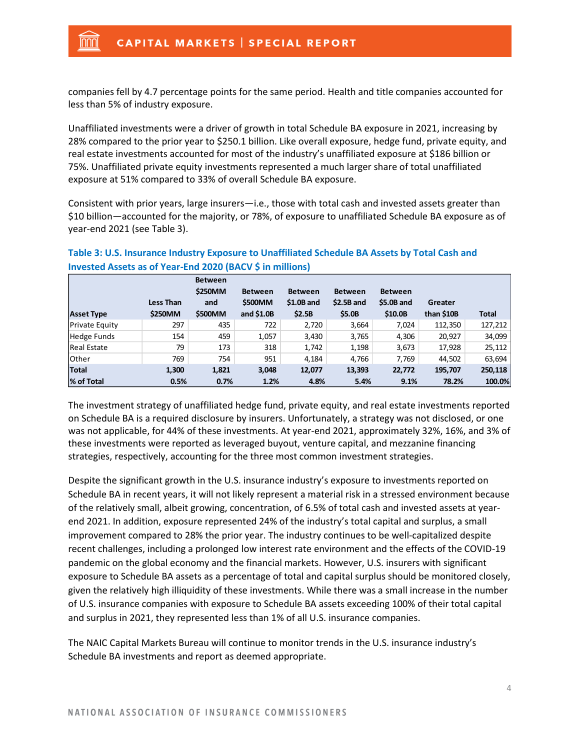companies fell by 4.7 percentage points for the same period. Health and title companies accounted for less than 5% of industry exposure.

Unaffiliated investments were a driver of growth in total Schedule BA exposure in 2021, increasing by 28% compared to the prior year to $250.1 billion. Like overall exposure, hedge fund, private equity, and real estate investments accounted for most of the industry's unaffiliated exposure at $186 billion or 75%. Unaffiliated private equity investments represented a much larger share of total unaffiliated exposure at 51% compared to 33% of overall Schedule BA exposure.

Consistent with prior years, large insurers—i.e., those with total cash and invested assets greater than $10 billion—accounted for the majority, or 78%, of exposure to unaffiliated Schedule BA exposure as of year-end 2021 (see Table 3).

**Table 3: U.S. Insurance Industry Exposure to Unaffiliated Schedule BA Assets by Total Cash and Invested Assets as of Year-End 2020 (BACV $ in millions)**

| Asset Type | Less Than $250MM | Between $250MM and $500MM | Between $500MM and $1.0B | Between $1.0B and $2.5B | Between $2.5B and $5.0B | Between $5.0B and $10.0B | Greater than $10B | Total |
|---|---|---|---|---|---|---|---|---|
| Private Equity | 297 | 435 | 722 | 2,720 | 3,664 | 7,024 | 112,350 | 127,212 |
| Hedge Funds | 154 | 459 | 1,057 | 3,430 | 3,765 | 4,306 | 20,927 | 34,099 |
| Real Estate | 79 | 173 | 318 | 1,742 | 1,198 | 3,673 | 17,928 | 25,112 |
| Other | 769 | 754 | 951 | 4,184 | 4,766 | 7,769 | 44,502 | 63,694 |
| **Total** | **1,300** | **1,821** | **3,048** | **12,077** | **13,393** | **22,772** | **195,707** | **250,118** |
| **% of Total** | **0.5%** | **0.7%** | **1.2%** | **4.8%** | **5.4%** | **9.1%** | **78.2%** | **100.0%** |

The investment strategy of unaffiliated hedge fund, private equity, and real estate investments reported on Schedule BA is a required disclosure by insurers. Unfortunately, a strategy was not disclosed, or one was not applicable, for 44% of these investments. At year-end 2021, approximately 32%, 16%, and 3% of these investments were reported as leveraged buyout, venture capital, and mezzanine financing strategies, respectively, accounting for the three most common investment strategies.

Despite the significant growth in the U.S. insurance industry's exposure to investments reported on Schedule BA in recent years, it will not likely represent a material risk in a stressed environment because of the relatively small, albeit growing, concentration, of 6.5% of total cash and invested assets at year-end 2021. In addition, exposure represented 24% of the industry's total capital and surplus, a small improvement compared to 28% the prior year. The industry continues to be well-capitalized despite recent challenges, including a prolonged low interest rate environment and the effects of the COVID-19 pandemic on the global economy and the financial markets. However, U.S. insurers with significant exposure to Schedule BA assets as a percentage of total and capital surplus should be monitored closely, given the relatively high illiquidity of these investments. While there was a small increase in the number of U.S. insurance companies with exposure to Schedule BA assets exceeding 100% of their total capital and surplus in 2021, they represented less than 1% of all U.S. insurance companies.

The NAIC Capital Markets Bureau will continue to monitor trends in the U.S. insurance industry's Schedule BA investments and report as deemed appropriate.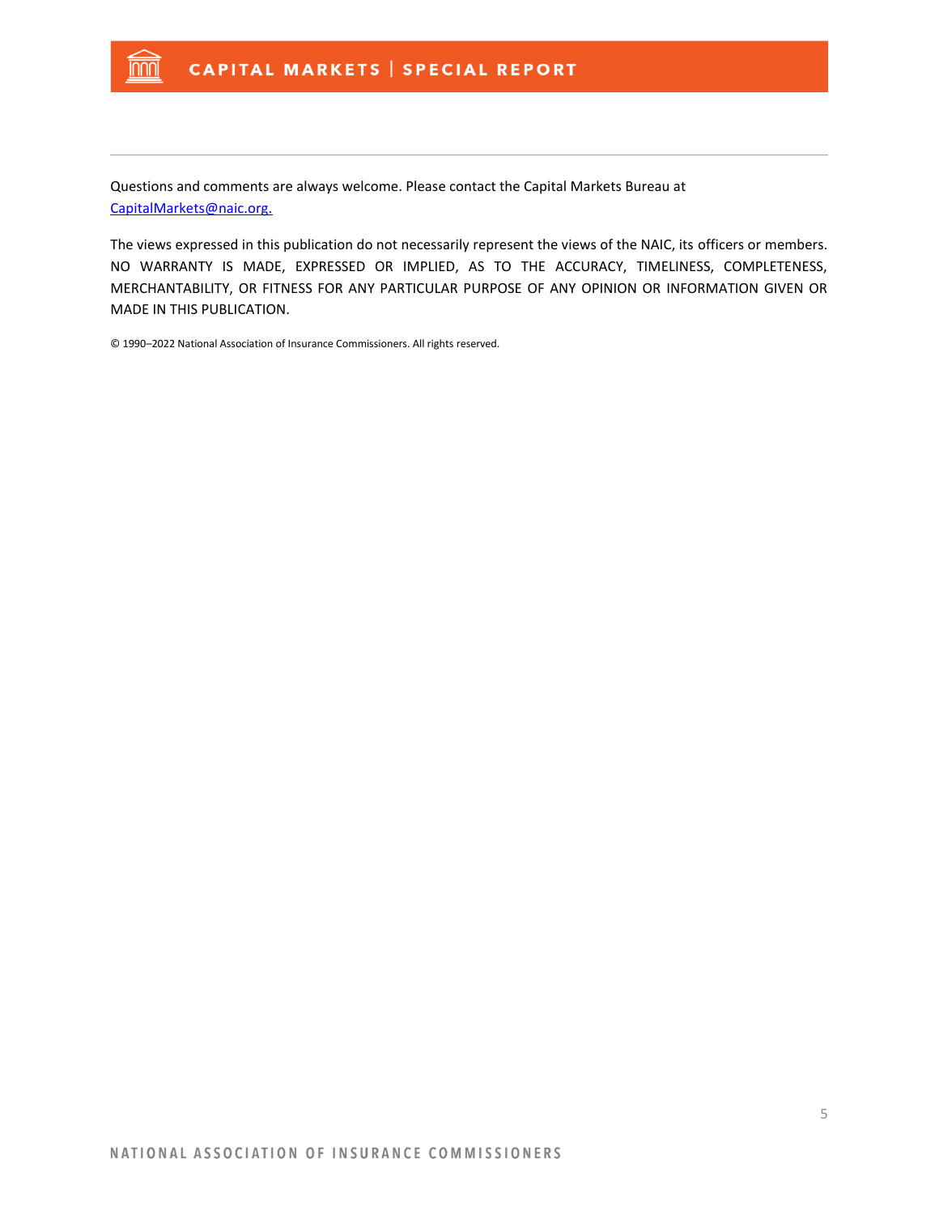Questions and comments are always welcome. Please contact the Capital Markets Bureau at [CapitalMarkets@naic.org.](mailto:CapitalMarkets@naic.org)

The views expressed in this publication do not necessarily represent the views of the NAIC, its officers or members. NO WARRANTY IS MADE, EXPRESSED OR IMPLIED, AS TO THE ACCURACY, TIMELINESS, COMPLETENESS, MERCHANTABILITY, OR FITNESS FOR ANY PARTICULAR PURPOSE OF ANY OPINION OR INFORMATION GIVEN OR MADE IN THIS PUBLICATION.

© 1990–2022 National Association of Insurance Commissioners. All rights reserved.